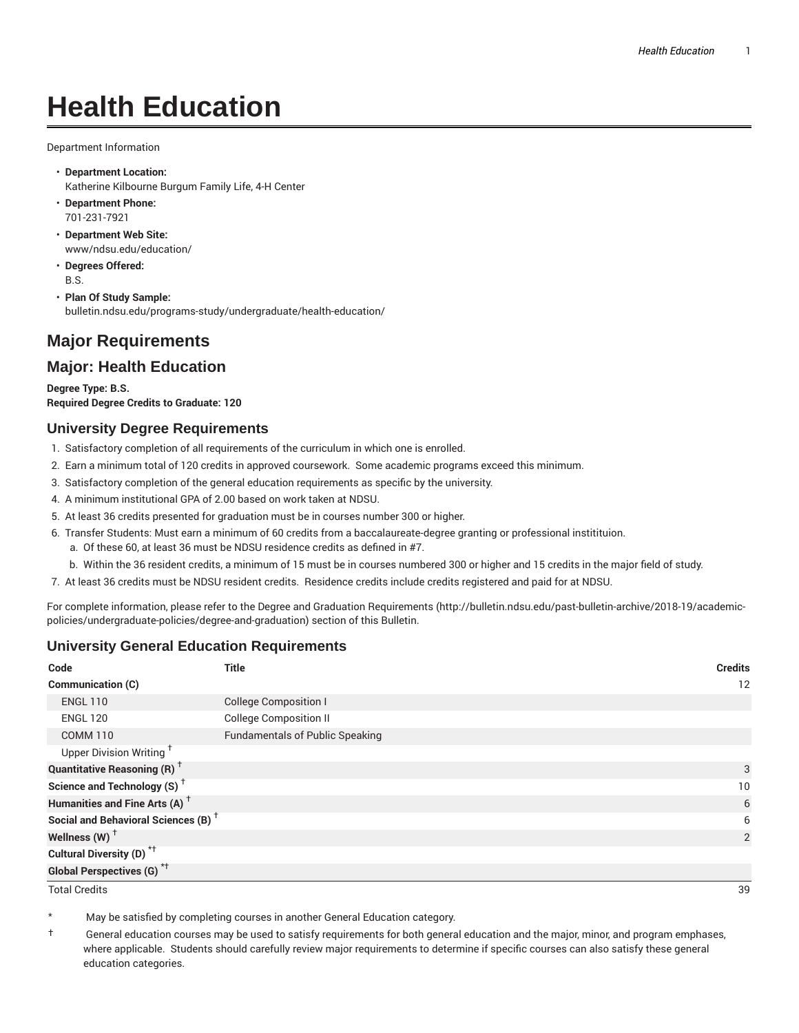# Health Education

Department Information

- **Department Location:**
  Katherine Kilbourne Burgum Family Life, 4-H Center
- **Department Phone:**
  701-231-7921
- **Department Web Site:**
  www/ndsu.edu/education/
- **Degrees Offered:**
  B.S.
- **Plan Of Study Sample:**
  bulletin.ndsu.edu/programs-study/undergraduate/health-education/

## Major Requirements

## Major: Health Education

**Degree Type: B.S.**
**Required Degree Credits to Graduate: 120**

### University Degree Requirements

1. Satisfactory completion of all requirements of the curriculum in which one is enrolled.
2. Earn a minimum total of 120 credits in approved coursework. Some academic programs exceed this minimum.
3. Satisfactory completion of the general education requirements as specific by the university.
4. A minimum institutional GPA of 2.00 based on work taken at NDSU.
5. At least 36 credits presented for graduation must be in courses number 300 or higher.
6. Transfer Students: Must earn a minimum of 60 credits from a baccalaureate-degree granting or professional institituion.
   a. Of these 60, at least 36 must be NDSU residence credits as defined in #7.
   b. Within the 36 resident credits, a minimum of 15 must be in courses numbered 300 or higher and 15 credits in the major field of study.
7. At least 36 credits must be NDSU resident credits. Residence credits include credits registered and paid for at NDSU.

For complete information, please refer to the Degree and Graduation Requirements (http://bulletin.ndsu.edu/past-bulletin-archive/2018-19/academic-policies/undergraduate-policies/degree-and-graduation) section of this Bulletin.

### University General Education Requirements

| Code | Title | Credits |
|---|---|---|
| **Communication (C)** | | 12 |
| ENGL 110 | College Composition I | |
| ENGL 120 | College Composition II | |
| COMM 110 | Fundamentals of Public Speaking | |
| Upper Division Writing † | | |
| **Quantitative Reasoning (R)** † | | 3 |
| **Science and Technology (S)** † | | 10 |
| **Humanities and Fine Arts (A)** † | | 6 |
| **Social and Behavioral Sciences (B)** † | | 6 |
| **Wellness (W)** † | | 2 |
| **Cultural Diversity (D)** *† | | |
| **Global Perspectives (G)** *† | | |
| Total Credits | | 39 |

\* May be satisfied by completing courses in another General Education category.

† General education courses may be used to satisfy requirements for both general education and the major, minor, and program emphases, where applicable. Students should carefully review major requirements to determine if specific courses can also satisfy these general education categories.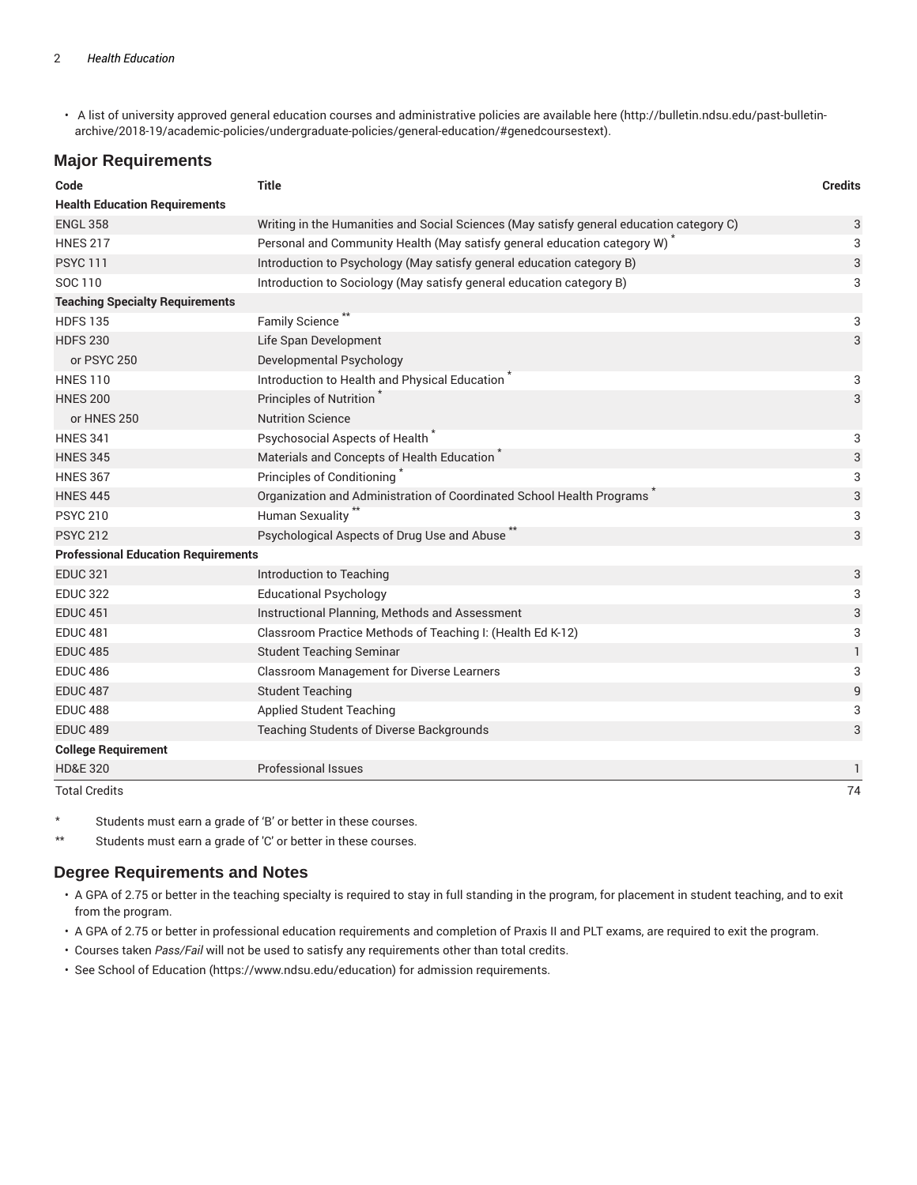- A list of university approved general education courses and administrative policies are available here (http://bulletin.ndsu.edu/past-bulletin-archive/2018-19/academic-policies/undergraduate-policies/general-education/#genedcoursestext).

## Major Requirements

| Code | Title | Credits |
|---|---|---|
| **Health Education Requirements** | | |
| ENGL 358 | Writing in the Humanities and Social Sciences (May satisfy general education category C) | 3 |
| HNES 217 | Personal and Community Health (May satisfy general education category W) * | 3 |
| PSYC 111 | Introduction to Psychology (May satisfy general education category B) | 3 |
| SOC 110 | Introduction to Sociology (May satisfy general education category B) | 3 |
| **Teaching Specialty Requirements** | | |
| HDFS 135 | Family Science ** | 3 |
| HDFS 230 | Life Span Development | 3 |
| or PSYC 250 | Developmental Psychology | |
| HNES 110 | Introduction to Health and Physical Education * | 3 |
| HNES 200 | Principles of Nutrition * | 3 |
| or HNES 250 | Nutrition Science | |
| HNES 341 | Psychosocial Aspects of Health * | 3 |
| HNES 345 | Materials and Concepts of Health Education * | 3 |
| HNES 367 | Principles of Conditioning * | 3 |
| HNES 445 | Organization and Administration of Coordinated School Health Programs * | 3 |
| PSYC 210 | Human Sexuality ** | 3 |
| PSYC 212 | Psychological Aspects of Drug Use and Abuse ** | 3 |
| **Professional Education Requirements** | | |
| EDUC 321 | Introduction to Teaching | 3 |
| EDUC 322 | Educational Psychology | 3 |
| EDUC 451 | Instructional Planning, Methods and Assessment | 3 |
| EDUC 481 | Classroom Practice Methods of Teaching I: (Health Ed K-12) | 3 |
| EDUC 485 | Student Teaching Seminar | 1 |
| EDUC 486 | Classroom Management for Diverse Learners | 3 |
| EDUC 487 | Student Teaching | 9 |
| EDUC 488 | Applied Student Teaching | 3 |
| EDUC 489 | Teaching Students of Diverse Backgrounds | 3 |
| **College Requirement** | | |
| HD&E 320 | Professional Issues | 1 |
| Total Credits | | 74 |

\* Students must earn a grade of 'B' or better in these courses.

\** Students must earn a grade of 'C' or better in these courses.

## Degree Requirements and Notes

- A GPA of 2.75 or better in the teaching specialty is required to stay in full standing in the program, for placement in student teaching, and to exit from the program.
- A GPA of 2.75 or better in professional education requirements and completion of Praxis II and PLT exams, are required to exit the program.
- Courses taken *Pass/Fail* will not be used to satisfy any requirements other than total credits.
- See School of Education (https://www.ndsu.edu/education) for admission requirements.